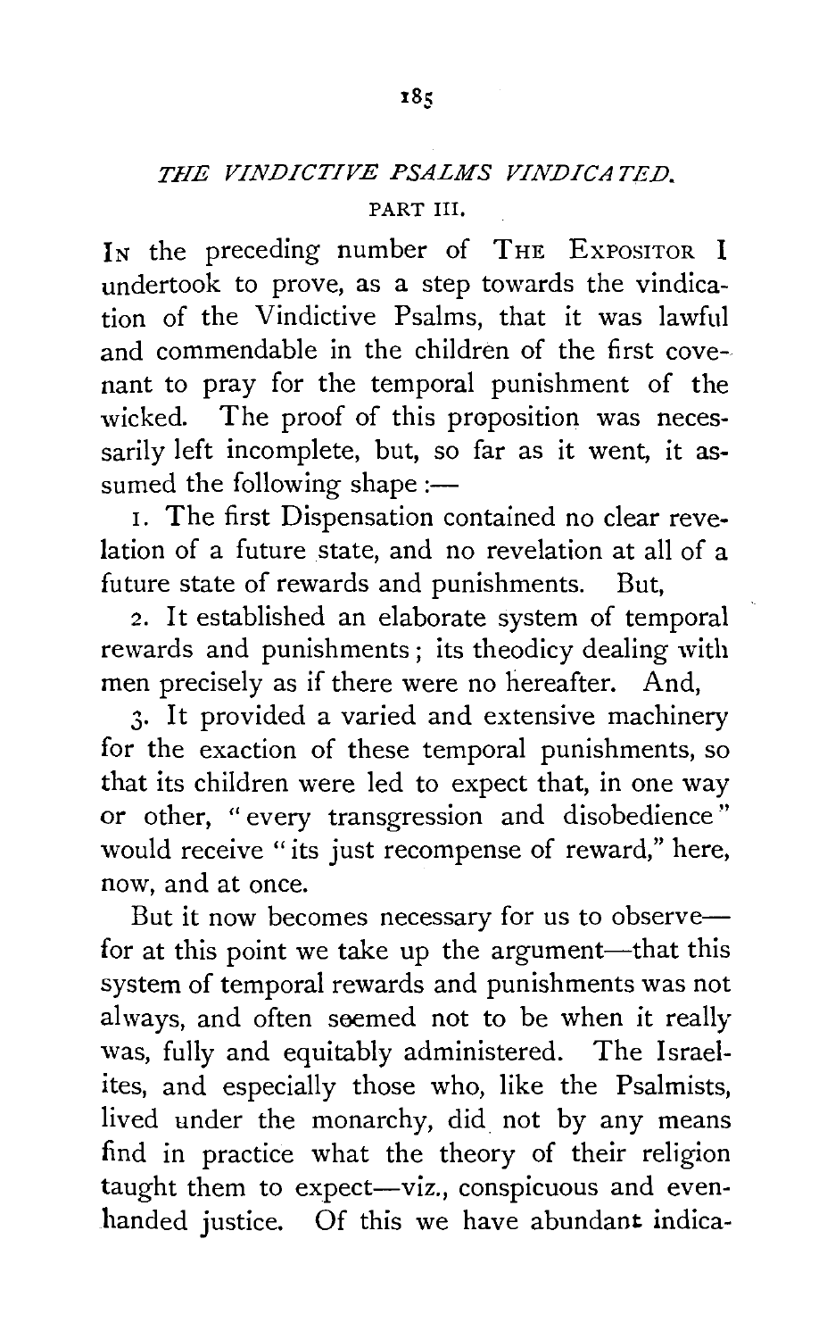# *THE VINDICTIVE PSALMS VINDICATED.*

## PART III.

IN the preceding number of THE EXPOSITOR I undertook to prove, as a step towards the vindication of the Vindictive Psalms, that it was lawful and commendable in the children of the first covenant to pray for the temporal punishment of the wicked. The proof of this proposition was necessarily left incomplete, but, so far as it went, it assumed the following shape:—

1. The first Dispensation contained no clear revelation of a future state, and no revelation at all of a future state of rewards and punishments. But,

2. It established an elaborate system of temporal rewards and punishments; its theodicy dealing with men precisely as if there were no hereafter. And,

3. It provided a varied and extensive machinery for the exaction of these temporal punishments, so that its children were led to expect that, in one way or other, "every transgression and disobedience" would receive "its just recompense of reward," here, now, and at once.

But it now becomes necessary for us to observe—for at this point we take up the argument—that this system of temporal rewards and punishments was not always, and often seemed not to be when it really was, fully and equitably administered. The Israelites, and especially those who, like the Psalmists, lived under the monarchy, did not by any means find in practice what the theory of their religion taught them to expect—viz., conspicuous and even-handed justice. Of this we have abundant indica-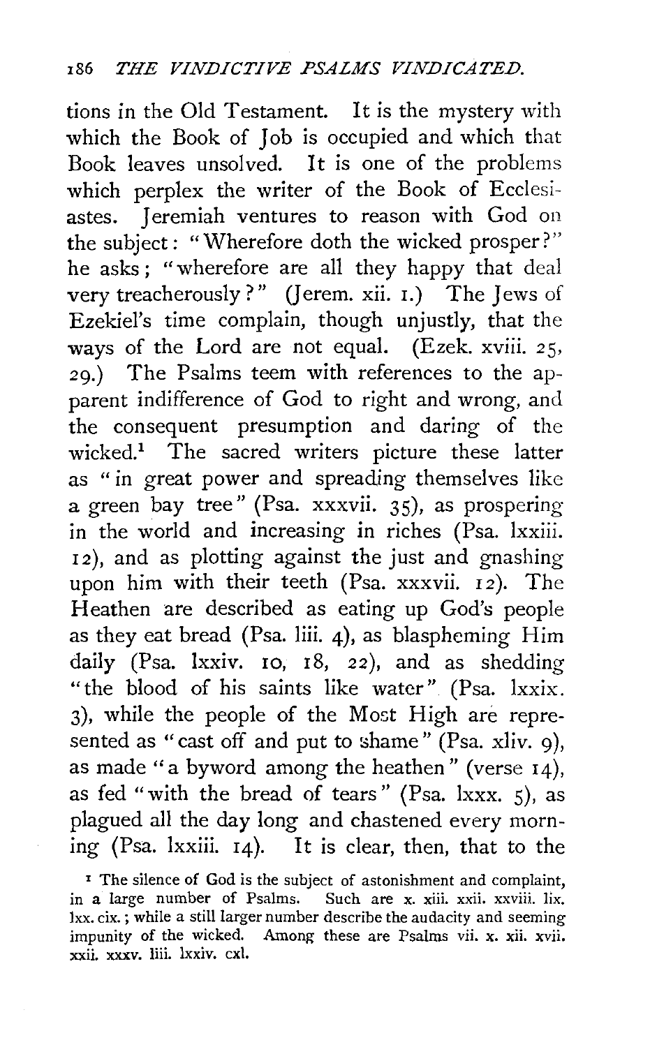tions in the Old Testament. It is the mystery with which the Book of Job is occupied and which that Book leaves unsolved. It is one of the problems which perplex the writer of the Book of Ecclesiastes. Jeremiah ventures to reason with God on the subject: "Wherefore doth the wicked prosper?" he asks; "wherefore are all they happy that deal very treacherously?" (Jerem. xii. 1.) The Jews of Ezekiel's time complain, though unjustly, that the ways of the Lord are not equal. (Ezek. xviii. 25, 29.) The Psalms teem with references to the apparent indifference of God to right and wrong, and the consequent presumption and daring of the wicked.[1] The sacred writers picture these latter as "in great power and spreading themselves like a green bay tree" (Psa. xxxvii. 35), as prospering in the world and increasing in riches (Psa. lxxiii. 12), and as plotting against the just and gnashing upon him with their teeth (Psa. xxxvii. 12). The Heathen are described as eating up God's people as they eat bread (Psa. liii. 4), as blaspheming Him daily (Psa. lxxiv. 10, 18, 22), and as shedding "the blood of his saints like water" (Psa. lxxix. 3), while the people of the Most High are represented as "cast off and put to shame" (Psa. xliv. 9), as made "a byword among the heathen" (verse 14), as fed "with the bread of tears" (Psa. lxxx. 5), as plagued all the day long and chastened every morning (Psa. lxxiii. 14). It is clear, then, that to the

[1] The silence of God is the subject of astonishment and complaint, in a large number of Psalms. Such are x. xiii. xxii. xxviii. lix. lxx. cix.; while a still larger number describe the audacity and seeming impunity of the wicked. Among these are Psalms vii. x. xii. xvii. xxii. xxxv. liii. lxxiv. cxl.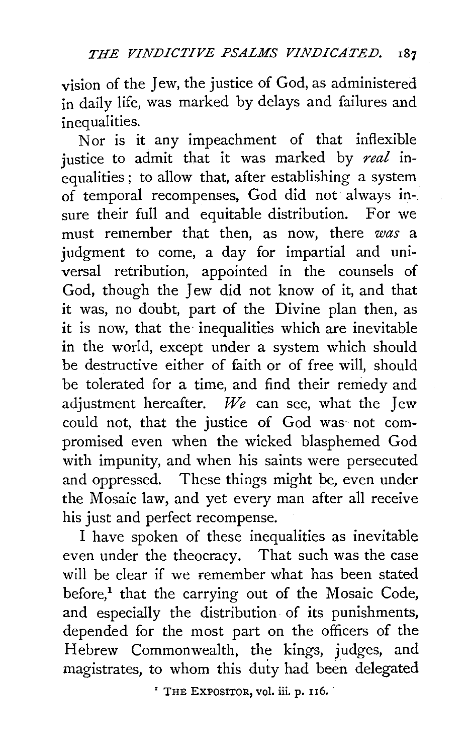vision of the Jew, the justice of God, as administered in daily life, was marked by delays and failures and inequalities.

Nor is it any impeachment of that inflexible justice to admit that it was marked by *real* inequalities; to allow that, after establishing a system of temporal recompenses, God did not always insure their full and equitable distribution. For we must remember that then, as now, there *was* a judgment to come, a day for impartial and universal retribution, appointed in the counsels of God, though the Jew did not know of it, and that it was, no doubt, part of the Divine plan then, as it is now, that the inequalities which are inevitable in the world, except under a system which should be destructive either of faith or of free will, should be tolerated for a time, and find their remedy and adjustment hereafter. *We* can see, what the Jew could not, that the justice of God was not compromised even when the wicked blasphemed God with impunity, and when his saints were persecuted and oppressed. These things might be, even under the Mosaic law, and yet every man after all receive his just and perfect recompense.

I have spoken of these inequalities as inevitable even under the theocracy. That such was the case will be clear if we remember what has been stated before,[1] that the carrying out of the Mosaic Code, and especially the distribution of its punishments, depended for the most part on the officers of the Hebrew Commonwealth, the kings, judges, and magistrates, to whom this duty had been delegated

[1] THE EXPOSITOR, vol. iii. p. 116.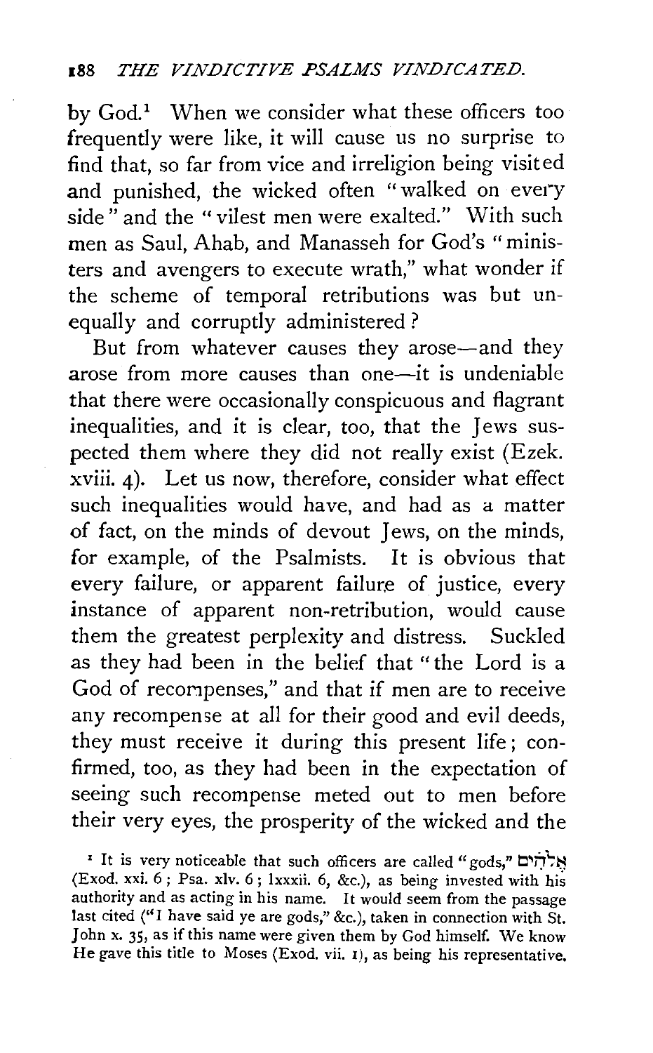by God.[1] When we consider what these officers too frequently were like, it will cause us no surprise to find that, so far from vice and irreligion being visited and punished, the wicked often "walked on every side" and the "vilest men were exalted." With such men as Saul, Ahab, and Manasseh for God's "ministers and avengers to execute wrath," what wonder if the scheme of temporal retributions was but unequally and corruptly administered?

But from whatever causes they arose—and they arose from more causes than one—it is undeniable that there were occasionally conspicuous and flagrant inequalities, and it is clear, too, that the Jews suspected them where they did not really exist (Ezek. xviii. 4). Let us now, therefore, consider what effect such inequalities would have, and had as a matter of fact, on the minds of devout Jews, on the minds, for example, of the Psalmists. It is obvious that every failure, or apparent failure of justice, every instance of apparent non-retribution, would cause them the greatest perplexity and distress. Suckled as they had been in the belief that "the Lord is a God of recompenses," and that if men are to receive any recompense at all for their good and evil deeds, they must receive it during this present life; confirmed, too, as they had been in the expectation of seeing such recompense meted out to men before their very eyes, the prosperity of the wicked and the

[1] It is very noticeable that such officers are called "gods," אֱלֹהִים (Exod. xxi. 6; Psa. xlv. 6; lxxxii. 6, &c.), as being invested with his authority and as acting in his name. It would seem from the passage last cited ("I have said ye are gods," &c.), taken in connection with St. John x. 35, as if this name were given them by God himself. We know He gave this title to Moses (Exod. vii. 1), as being his representative.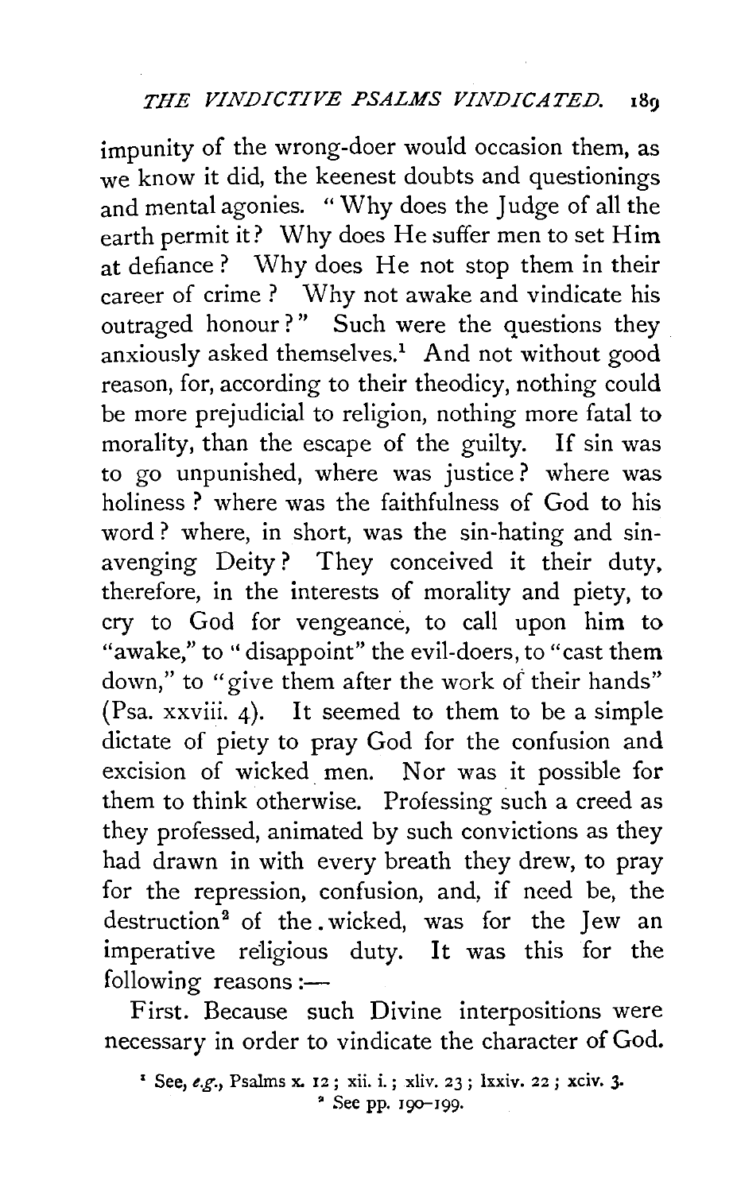impunity of the wrong-doer would occasion them, as we know it did, the keenest doubts and questionings and mental agonies. "Why does the Judge of all the earth permit it? Why does He suffer men to set Him at defiance? Why does He not stop them in their career of crime? Why not awake and vindicate his outraged honour?" Such were the questions they anxiously asked themselves.[1] And not without good reason, for, according to their theodicy, nothing could be more prejudicial to religion, nothing more fatal to morality, than the escape of the guilty. If sin was to go unpunished, where was justice? where was holiness? where was the faithfulness of God to his word? where, in short, was the sin-hating and sin-avenging Deity? They conceived it their duty, therefore, in the interests of morality and piety, to cry to God for vengeance, to call upon him to "awake," to "disappoint" the evil-doers, to "cast them down," to "give them after the work of their hands" (Psa. xxviii. 4). It seemed to them to be a simple dictate of piety to pray God for the confusion and excision of wicked men. Nor was it possible for them to think otherwise. Professing such a creed as they professed, animated by such convictions as they had drawn in with every breath they drew, to pray for the repression, confusion, and, if need be, the destruction[2] of the wicked, was for the Jew an imperative religious duty. It was this for the following reasons:—

First. Because such Divine interpositions were necessary in order to vindicate the character of God.

[1] See, *e.g.*, Psalms x. 12; xii. i.; xliv. 23; lxxiv. 22; xciv. 3.

[2] See pp. 190–199.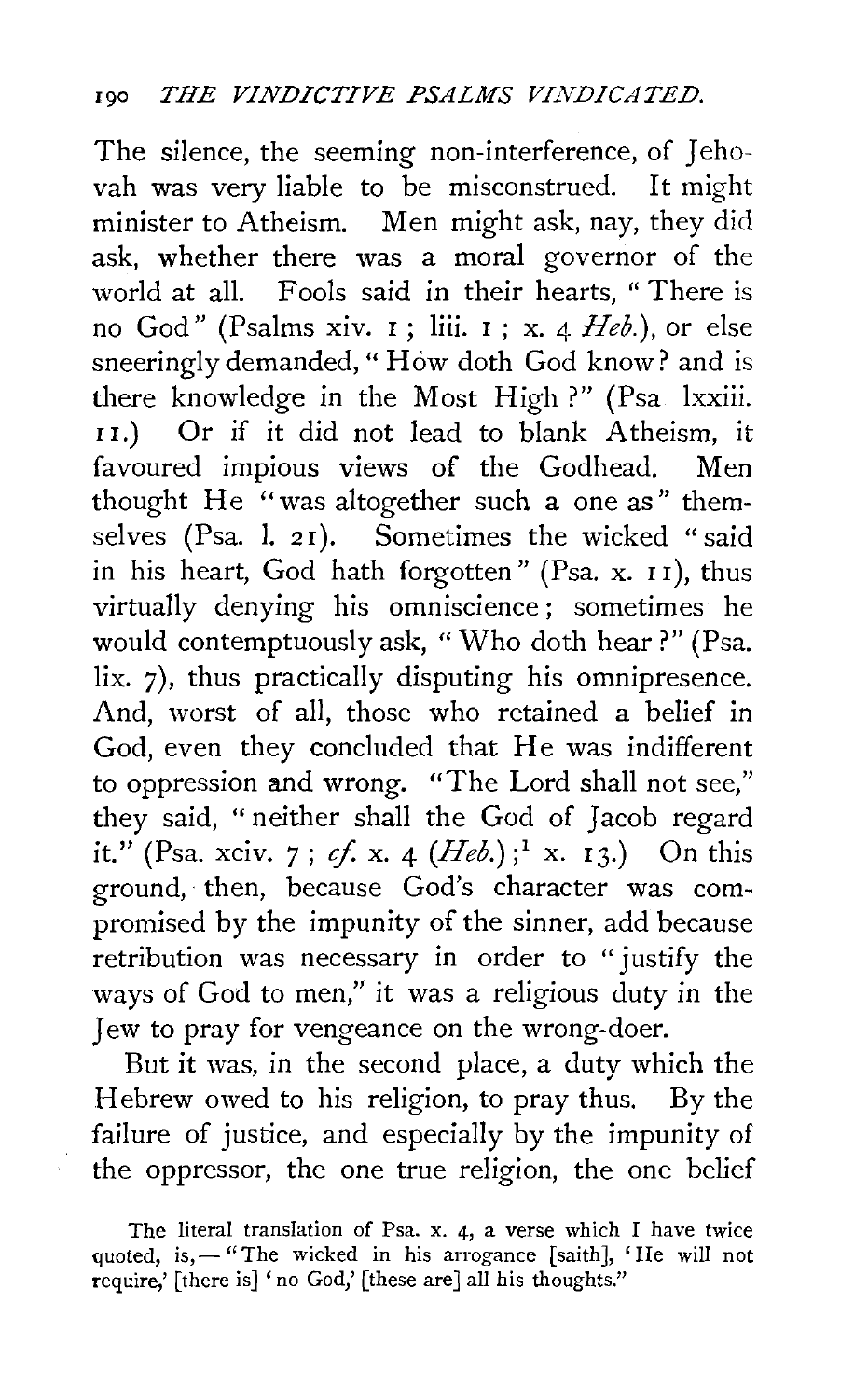The silence, the seeming non-interference, of Jehovah was very liable to be misconstrued. It might minister to Atheism. Men might ask, nay, they did ask, whether there was a moral governor of the world at all. Fools said in their hearts, "There is no God" (Psalms xiv. 1; liii. 1; x. 4 *Heb.*), or else sneeringly demanded, "How doth God know? and is there knowledge in the Most High?" (Psa lxxiii. 11.) Or if it did not lead to blank Atheism, it favoured impious views of the Godhead. Men thought He "was altogether such a one as" themselves (Psa. l. 21). Sometimes the wicked "said in his heart, God hath forgotten" (Psa. x. 11), thus virtually denying his omniscience; sometimes he would contemptuously ask, "Who doth hear?" (Psa. lix. 7), thus practically disputing his omnipresence. And, worst of all, those who retained a belief in God, even they concluded that He was indifferent to oppression and wrong. "The Lord shall not see," they said, "neither shall the God of Jacob regard it." (Psa. xciv. 7; *cf.* x. 4 (*Heb.*);[1] x. 13.) On this ground, then, because God's character was compromised by the impunity of the sinner, add because retribution was necessary in order to "justify the ways of God to men," it was a religious duty in the Jew to pray for vengeance on the wrong-doer.

But it was, in the second place, a duty which the Hebrew owed to his religion, to pray thus. By the failure of justice, and especially by the impunity of the oppressor, the one true religion, the one belief

The literal translation of Psa. x. 4, a verse which I have twice quoted, is,—"The wicked in his arrogance [saith], 'He will not require,' [there is] 'no God,' [these are] all his thoughts."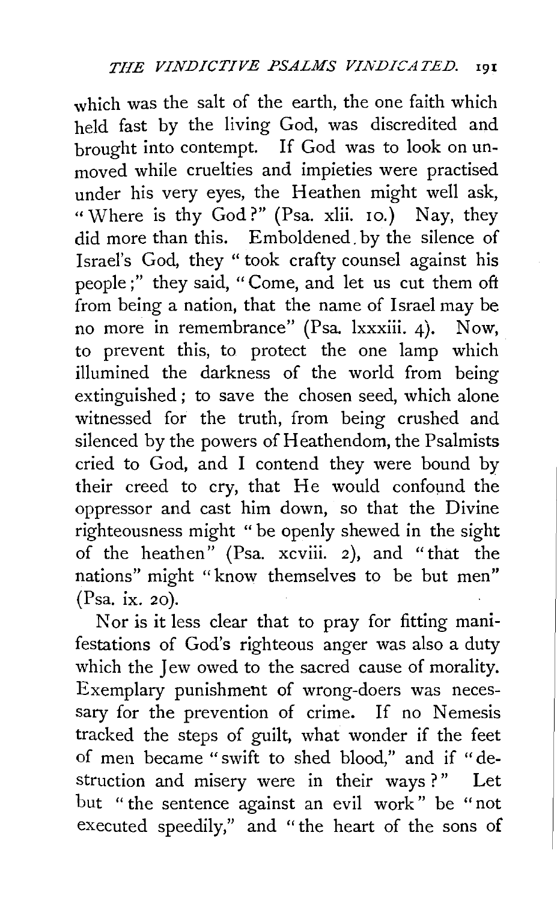which was the salt of the earth, the one faith which held fast by the living God, was discredited and brought into contempt. If God was to look on unmoved while cruelties and impieties were practised under his very eyes, the Heathen might well ask, "Where is thy God?" (Psa. xlii. 10.) Nay, they did more than this. Emboldened by the silence of Israel's God, they "took crafty counsel against his people;" they said, "Come, and let us cut them off from being a nation, that the name of Israel may be no more in remembrance" (Psa. lxxxiii. 4). Now, to prevent this, to protect the one lamp which illumined the darkness of the world from being extinguished; to save the chosen seed, which alone witnessed for the truth, from being crushed and silenced by the powers of Heathendom, the Psalmists cried to God, and I contend they were bound by their creed to cry, that He would confound the oppressor and cast him down, so that the Divine righteousness might "be openly shewed in the sight of the heathen" (Psa. xcviii. 2), and "that the nations" might "know themselves to be but men" (Psa. ix. 20).

Nor is it less clear that to pray for fitting manifestations of God's righteous anger was also a duty which the Jew owed to the sacred cause of morality. Exemplary punishment of wrong-doers was necessary for the prevention of crime. If no Nemesis tracked the steps of guilt, what wonder if the feet of men became "swift to shed blood," and if "destruction and misery were in their ways?" Let but "the sentence against an evil work" be "not executed speedily," and "the heart of the sons of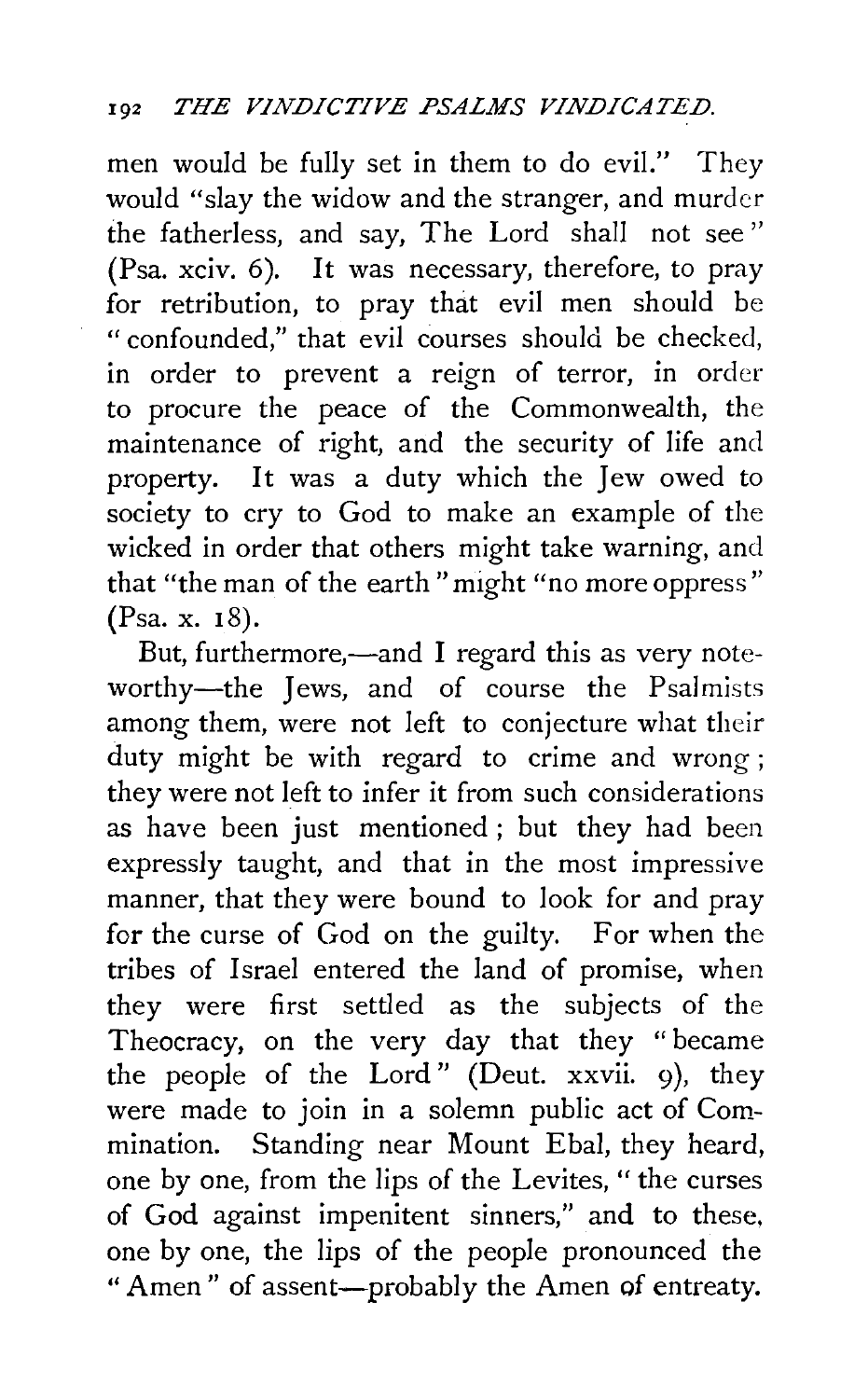men would be fully set in them to do evil." They would "slay the widow and the stranger, and murder the fatherless, and say, The Lord shall not see" (Psa. xciv. 6). It was necessary, therefore, to pray for retribution, to pray that evil men should be "confounded," that evil courses should be checked, in order to prevent a reign of terror, in order to procure the peace of the Commonwealth, the maintenance of right, and the security of life and property. It was a duty which the Jew owed to society to cry to God to make an example of the wicked in order that others might take warning, and that "the man of the earth" might "no more oppress" (Psa. x. 18).

But, furthermore,—and I regard this as very noteworthy—the Jews, and of course the Psalmists among them, were not left to conjecture what their duty might be with regard to crime and wrong; they were not left to infer it from such considerations as have been just mentioned; but they had been expressly taught, and that in the most impressive manner, that they were bound to look for and pray for the curse of God on the guilty. For when the tribes of Israel entered the land of promise, when they were first settled as the subjects of the Theocracy, on the very day that they "became the people of the Lord" (Deut. xxvii. 9), they were made to join in a solemn public act of Commination. Standing near Mount Ebal, they heard, one by one, from the lips of the Levites, "the curses of God against impenitent sinners," and to these, one by one, the lips of the people pronounced the "Amen" of assent—probably the Amen of entreaty.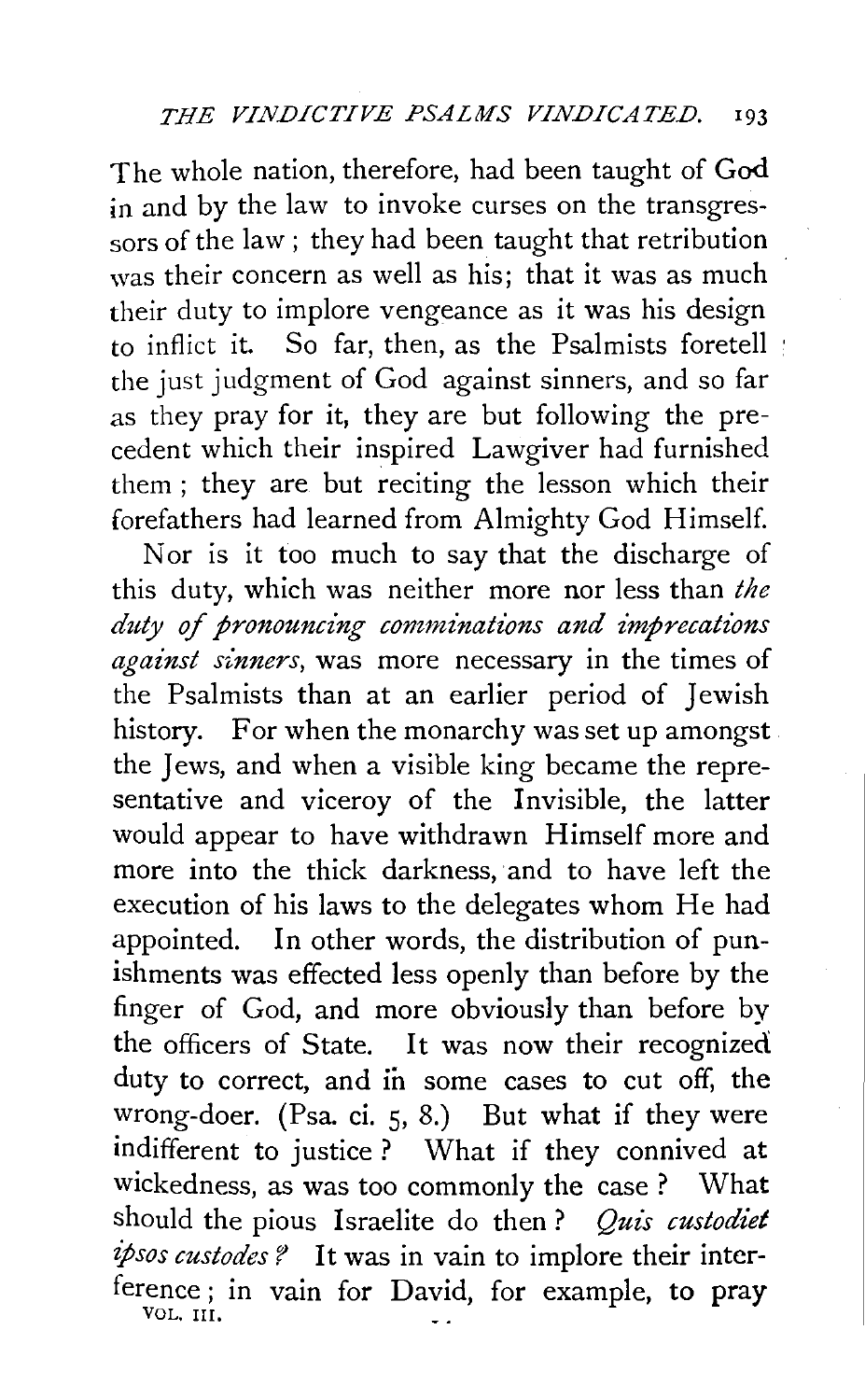The whole nation, therefore, had been taught of God in and by the law to invoke curses on the transgressors of the law; they had been taught that retribution was their concern as well as his; that it was as much their duty to implore vengeance as it was his design to inflict it. So far, then, as the Psalmists foretell the just judgment of God against sinners, and so far as they pray for it, they are but following the precedent which their inspired Lawgiver had furnished them; they are but reciting the lesson which their forefathers had learned from Almighty God Himself.

Nor is it too much to say that the discharge of this duty, which was neither more nor less than *the duty of pronouncing comminations and imprecations against sinners*, was more necessary in the times of the Psalmists than at an earlier period of Jewish history. For when the monarchy was set up amongst the Jews, and when a visible king became the representative and viceroy of the Invisible, the latter would appear to have withdrawn Himself more and more into the thick darkness, and to have left the execution of his laws to the delegates whom He had appointed. In other words, the distribution of punishments was effected less openly than before by the finger of God, and more obviously than before by the officers of State. It was now their recognized duty to correct, and in some cases to cut off, the wrong-doer. (Psa. ci. 5, 8.) But what if they were indifferent to justice? What if they connived at wickedness, as was too commonly the case? What should the pious Israelite do then? *Quis custodiet ipsos custodes?* It was in vain to implore their interference; in vain for David, for example, to pray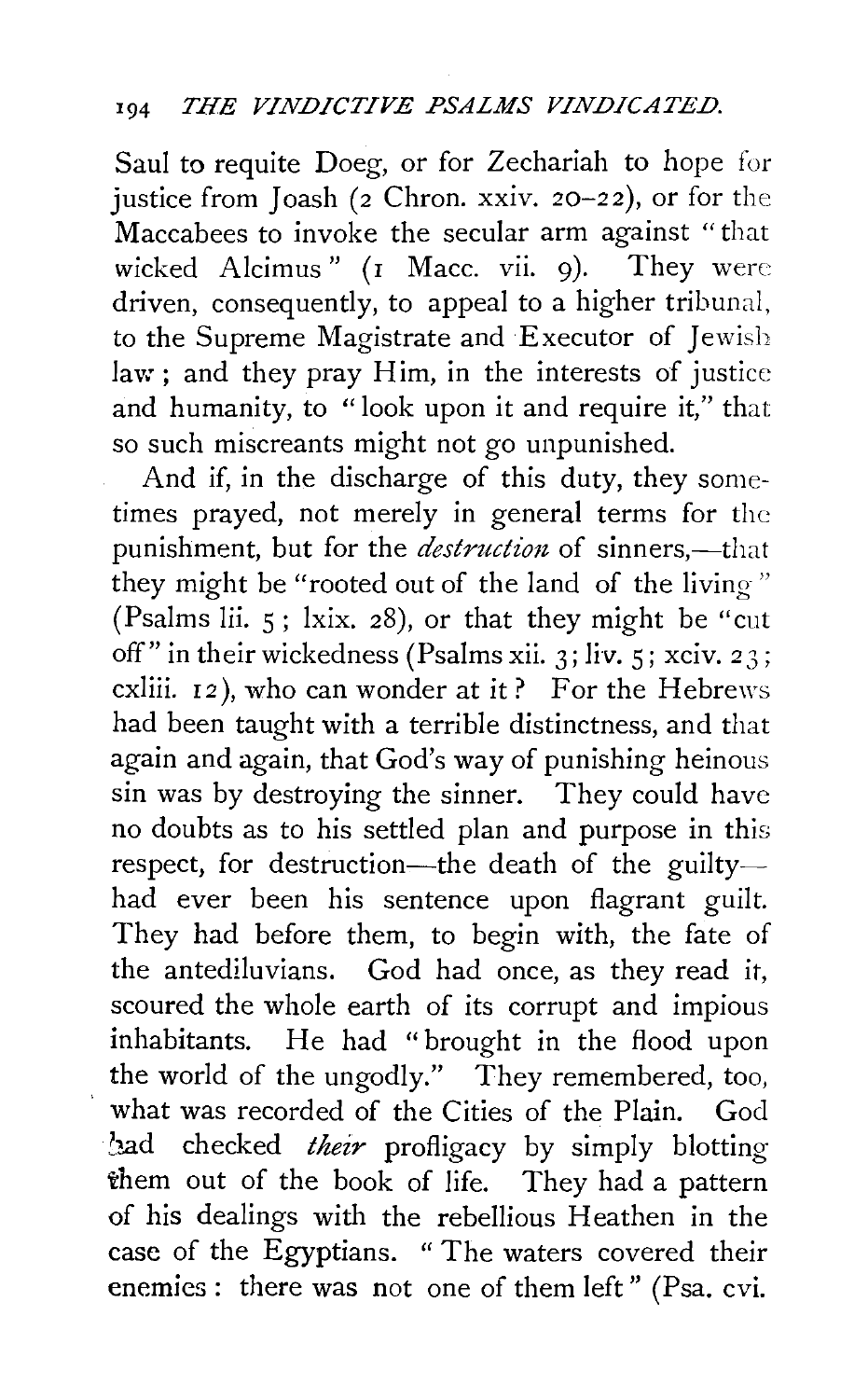Saul to requite Doeg, or for Zechariah to hope for justice from Joash (2 Chron. xxiv. 20–22), or for the Maccabees to invoke the secular arm against "that wicked Alcimus" (1 Macc. vii. 9). They were driven, consequently, to appeal to a higher tribunal, to the Supreme Magistrate and Executor of Jewish law; and they pray Him, in the interests of justice and humanity, to "look upon it and require it," that so such miscreants might not go unpunished.

And if, in the discharge of this duty, they sometimes prayed, not merely in general terms for the punishment, but for the *destruction* of sinners,—that they might be "rooted out of the land of the living" (Psalms lii. 5; lxix. 28), or that they might be "cut off" in their wickedness (Psalms xii. 3; liv. 5; xciv. 23; cxliii. 12), who can wonder at it? For the Hebrews had been taught with a terrible distinctness, and that again and again, that God's way of punishing heinous sin was by destroying the sinner. They could have no doubts as to his settled plan and purpose in this respect, for destruction—the death of the guilty—had ever been his sentence upon flagrant guilt. They had before them, to begin with, the fate of the antediluvians. God had once, as they read it, scoured the whole earth of its corrupt and impious inhabitants. He had "brought in the flood upon the world of the ungodly." They remembered, too, what was recorded of the Cities of the Plain. God had checked *their* profligacy by simply blotting them out of the book of life. They had a pattern of his dealings with the rebellious Heathen in the case of the Egyptians. "The waters covered their enemies: there was not one of them left" (Psa. cvi.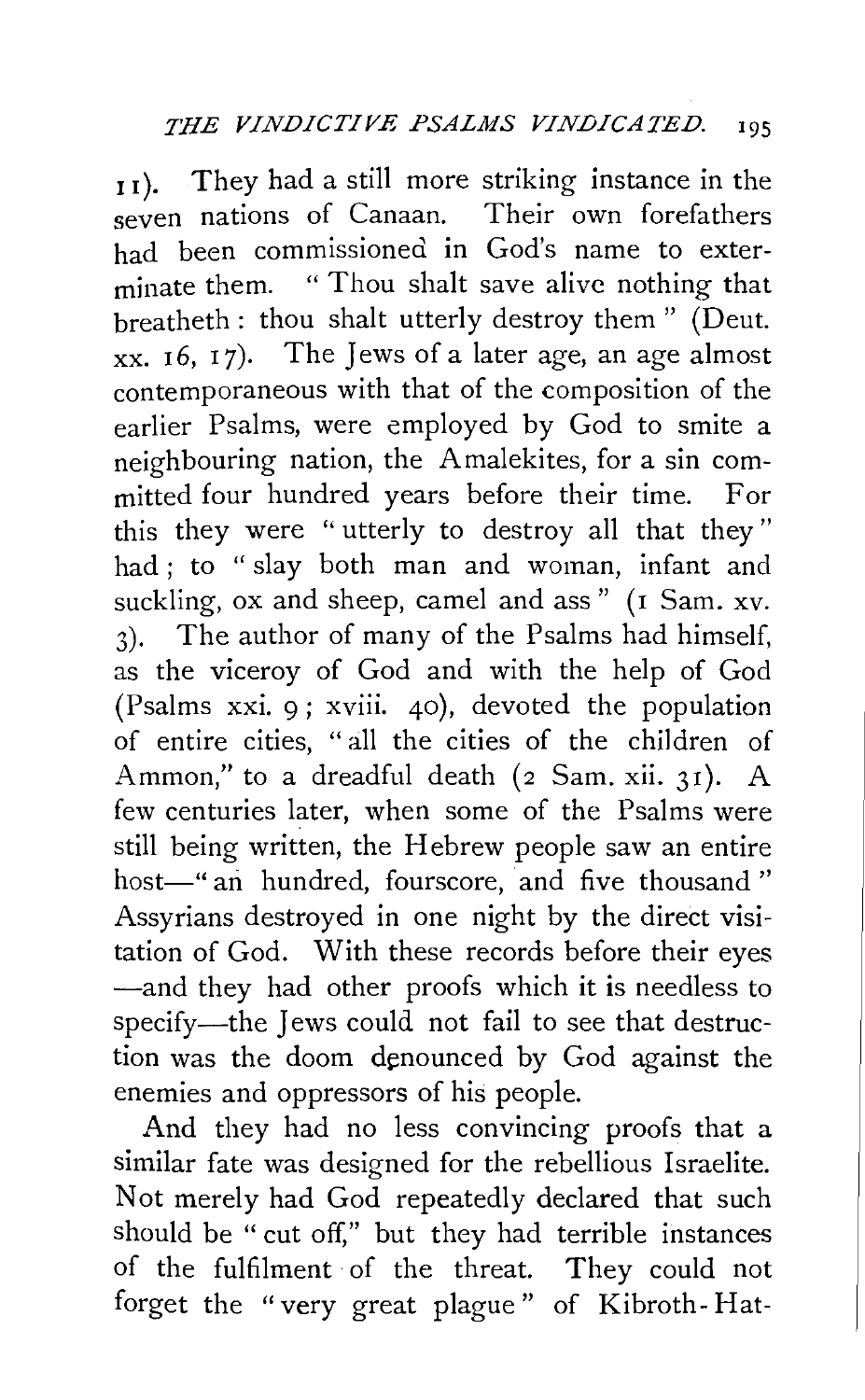11). They had a still more striking instance in the seven nations of Canaan. Their own forefathers had been commissioned in God's name to exterminate them. "Thou shalt save alive nothing that breatheth: thou shalt utterly destroy them" (Deut. xx. 16, 17). The Jews of a later age, an age almost contemporaneous with that of the composition of the earlier Psalms, were employed by God to smite a neighbouring nation, the Amalekites, for a sin committed four hundred years before their time. For this they were "utterly to destroy all that they" had; to "slay both man and woman, infant and suckling, ox and sheep, camel and ass" (1 Sam. xv. 3). The author of many of the Psalms had himself, as the viceroy of God and with the help of God (Psalms xxi. 9; xviii. 40), devoted the population of entire cities, "all the cities of the children of Ammon," to a dreadful death (2 Sam. xii. 31). A few centuries later, when some of the Psalms were still being written, the Hebrew people saw an entire host—"an hundred, fourscore, and five thousand" Assyrians destroyed in one night by the direct visitation of God. With these records before their eyes —and they had other proofs which it is needless to specify—the Jews could not fail to see that destruction was the doom denounced by God against the enemies and oppressors of his people.

And they had no less convincing proofs that a similar fate was designed for the rebellious Israelite. Not merely had God repeatedly declared that such should be "cut off," but they had terrible instances of the fulfilment of the threat. They could not forget the "very great plague" of Kibroth-Hat-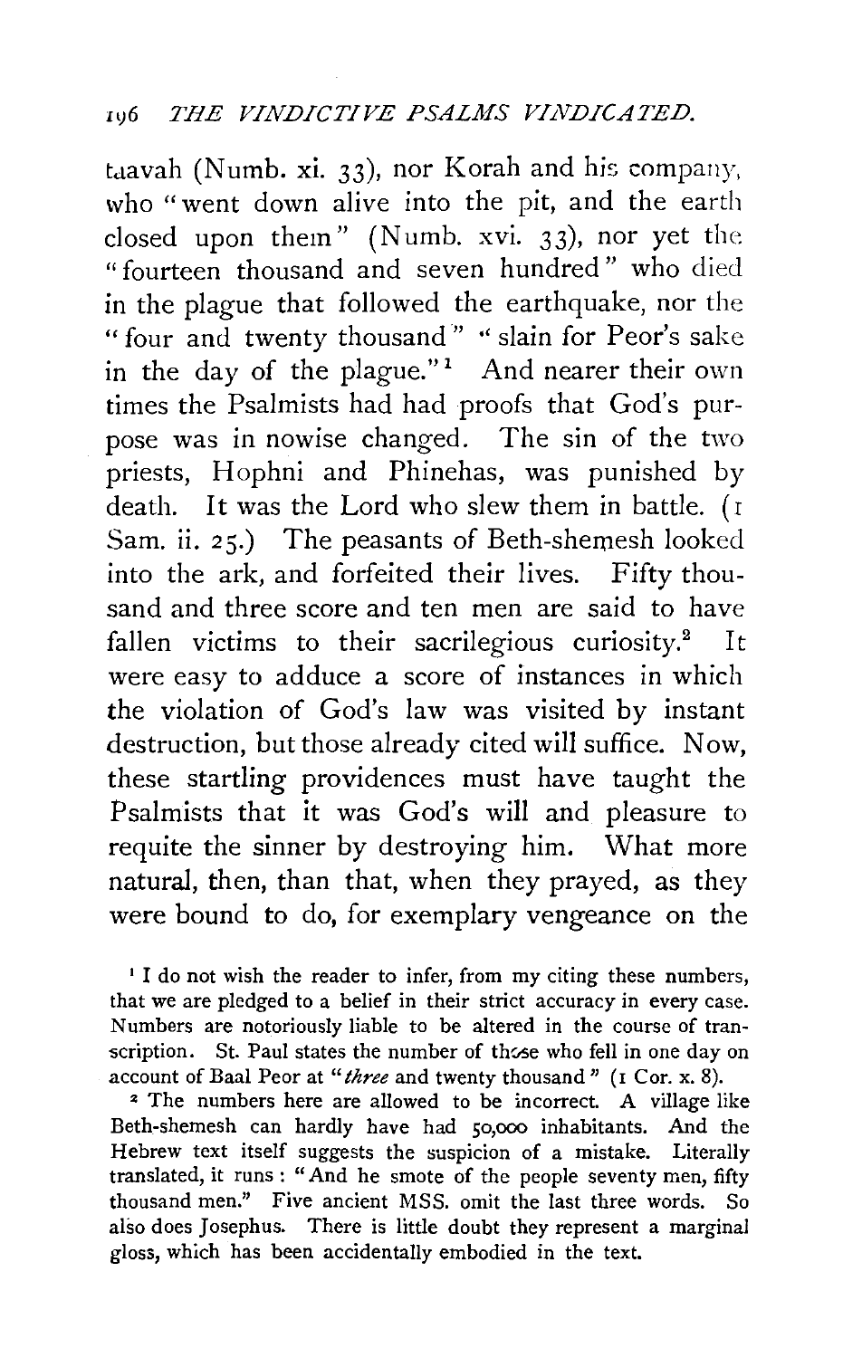taavah (Numb. xi. 33), nor Korah and his company, who "went down alive into the pit, and the earth closed upon them" (Numb. xvi. 33), nor yet the "fourteen thousand and seven hundred" who died in the plague that followed the earthquake, nor the "four and twenty thousand" "slain for Peor's sake in the day of the plague."[1] And nearer their own times the Psalmists had had proofs that God's purpose was in nowise changed. The sin of the two priests, Hophni and Phinehas, was punished by death. It was the Lord who slew them in battle. (1 Sam. ii. 25.) The peasants of Beth-shemesh looked into the ark, and forfeited their lives. Fifty thousand and three score and ten men are said to have fallen victims to their sacrilegious curiosity.[2] It were easy to adduce a score of instances in which the violation of God's law was visited by instant destruction, but those already cited will suffice. Now, these startling providences must have taught the Psalmists that it was God's will and pleasure to requite the sinner by destroying him. What more natural, then, than that, when they prayed, as they were bound to do, for exemplary vengeance on the

[1] I do not wish the reader to infer, from my citing these numbers, that we are pledged to a belief in their strict accuracy in every case. Numbers are notoriously liable to be altered in the course of transcription. St. Paul states the number of those who fell in one day on account of Baal Peor at "*three* and twenty thousand" (1 Cor. x. 8).

[2] The numbers here are allowed to be incorrect. A village like Beth-shemesh can hardly have had 50,000 inhabitants. And the Hebrew text itself suggests the suspicion of a mistake. Literally translated, it runs: "And he smote of the people seventy men, fifty thousand men." Five ancient MSS. omit the last three words. So also does Josephus. There is little doubt they represent a marginal gloss, which has been accidentally embodied in the text.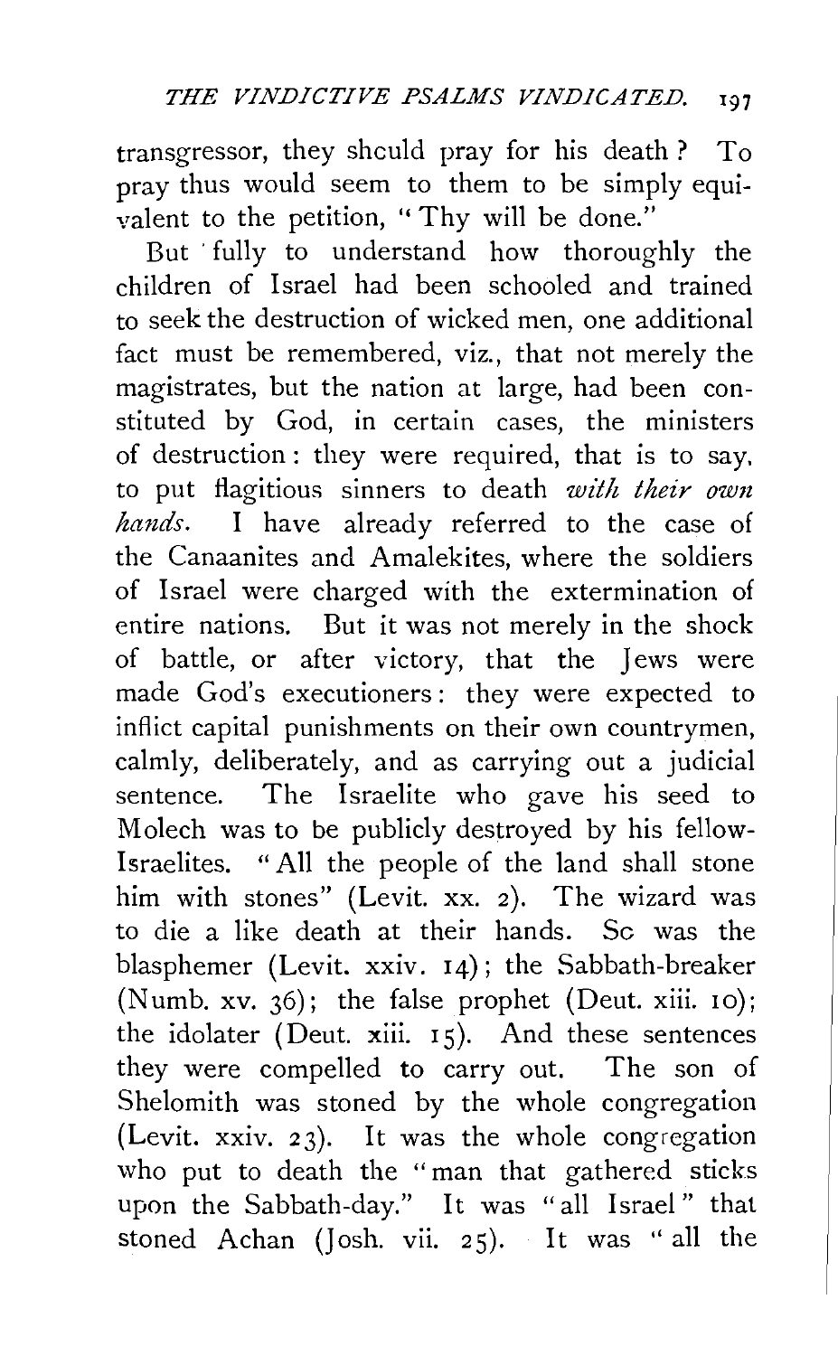transgressor, they should pray for his death? To pray thus would seem to them to be simply equivalent to the petition, "Thy will be done."

But fully to understand how thoroughly the children of Israel had been schooled and trained to seek the destruction of wicked men, one additional fact must be remembered, viz., that not merely the magistrates, but the nation at large, had been constituted by God, in certain cases, the ministers of destruction: they were required, that is to say, to put flagitious sinners to death *with their own hands*. I have already referred to the case of the Canaanites and Amalekites, where the soldiers of Israel were charged with the extermination of entire nations. But it was not merely in the shock of battle, or after victory, that the Jews were made God's executioners: they were expected to inflict capital punishments on their own countrymen, calmly, deliberately, and as carrying out a judicial sentence. The Israelite who gave his seed to Molech was to be publicly destroyed by his fellow-Israelites. "All the people of the land shall stone him with stones" (Levit. xx. 2). The wizard was to die a like death at their hands. So was the blasphemer (Levit. xxiv. 14); the Sabbath-breaker (Numb. xv. 36); the false prophet (Deut. xiii. 10); the idolater (Deut. xiii. 15). And these sentences they were compelled to carry out. The son of Shelomith was stoned by the whole congregation (Levit. xxiv. 23). It was the whole congregation who put to death the "man that gathered sticks upon the Sabbath-day." It was "all Israel" that stoned Achan (Josh. vii. 25). It was "all the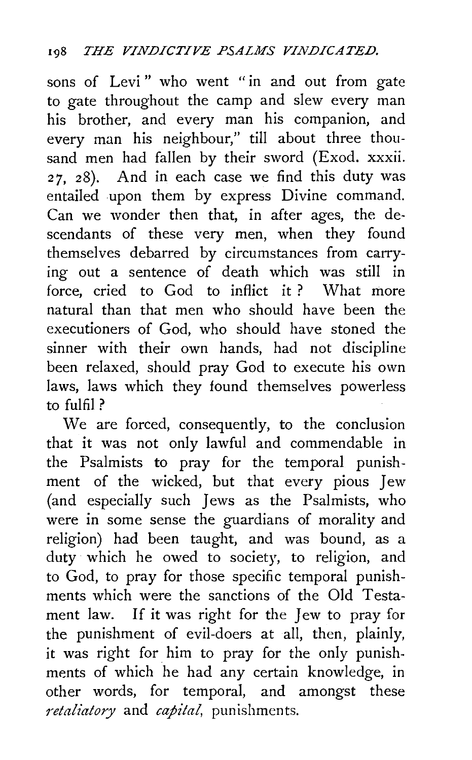sons of Levi" who went "in and out from gate to gate throughout the camp and slew every man his brother, and every man his companion, and every man his neighbour," till about three thousand men had fallen by their sword (Exod. xxxii. 27, 28). And in each case we find this duty was entailed upon them by express Divine command. Can we wonder then that, in after ages, the descendants of these very men, when they found themselves debarred by circumstances from carrying out a sentence of death which was still in force, cried to God to inflict it? What more natural than that men who should have been the executioners of God, who should have stoned the sinner with their own hands, had not discipline been relaxed, should pray God to execute his own laws, laws which they found themselves powerless to fulfil?

We are forced, consequently, to the conclusion that it was not only lawful and commendable in the Psalmists to pray for the temporal punishment of the wicked, but that every pious Jew (and especially such Jews as the Psalmists, who were in some sense the guardians of morality and religion) had been taught, and was bound, as a duty which he owed to society, to religion, and to God, to pray for those specific temporal punishments which were the sanctions of the Old Testament law. If it was right for the Jew to pray for the punishment of evil-doers at all, then, plainly, it was right for him to pray for the only punishments of which he had any certain knowledge, in other words, for temporal, and amongst these *retaliatory* and *capital*, punishments.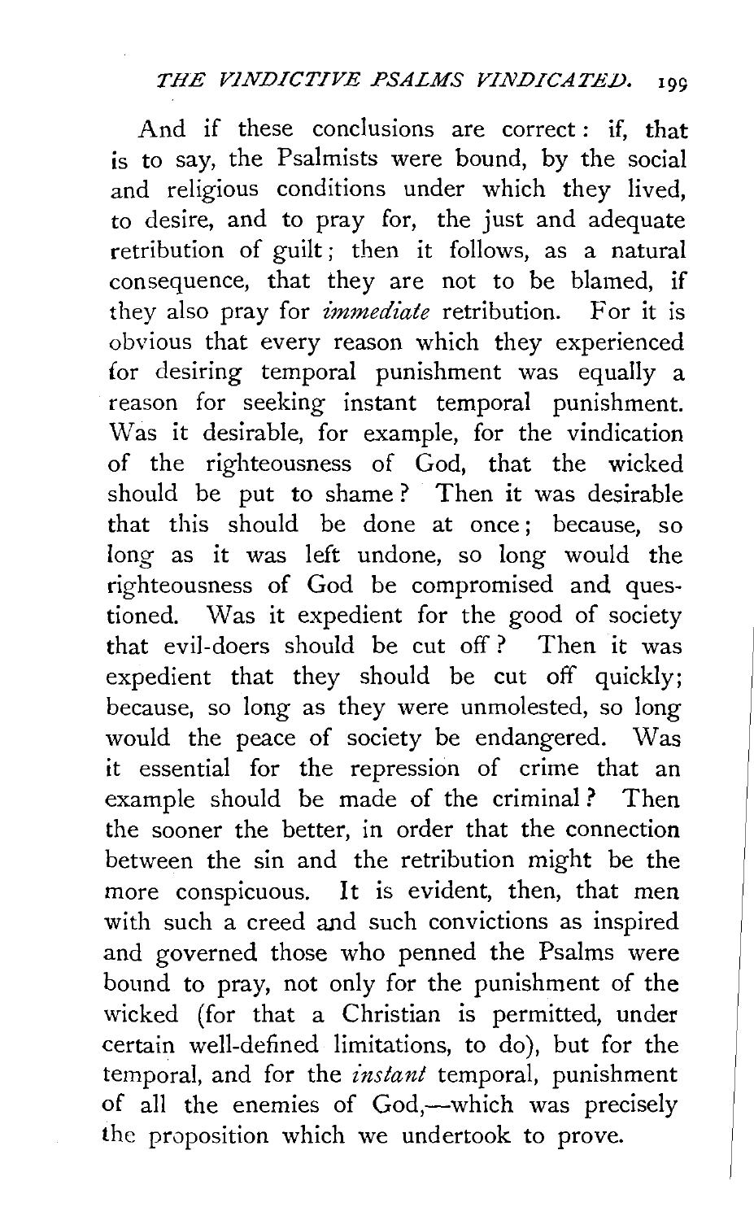And if these conclusions are correct: if, that is to say, the Psalmists were bound, by the social and religious conditions under which they lived, to desire, and to pray for, the just and adequate retribution of guilt; then it follows, as a natural consequence, that they are not to be blamed, if they also pray for *immediate* retribution. For it is obvious that every reason which they experienced for desiring temporal punishment was equally a reason for seeking instant temporal punishment. Was it desirable, for example, for the vindication of the righteousness of God, that the wicked should be put to shame? Then it was desirable that this should be done at once; because, so long as it was left undone, so long would the righteousness of God be compromised and questioned. Was it expedient for the good of society that evil-doers should be cut off? Then it was expedient that they should be cut off quickly; because, so long as they were unmolested, so long would the peace of society be endangered. Was it essential for the repression of crime that an example should be made of the criminal? Then the sooner the better, in order that the connection between the sin and the retribution might be the more conspicuous. It is evident, then, that men with such a creed and such convictions as inspired and governed those who penned the Psalms were bound to pray, not only for the punishment of the wicked (for that a Christian is permitted, under certain well-defined limitations, to do), but for the temporal, and for the *instant* temporal, punishment of all the enemies of God,—which was precisely the proposition which we undertook to prove.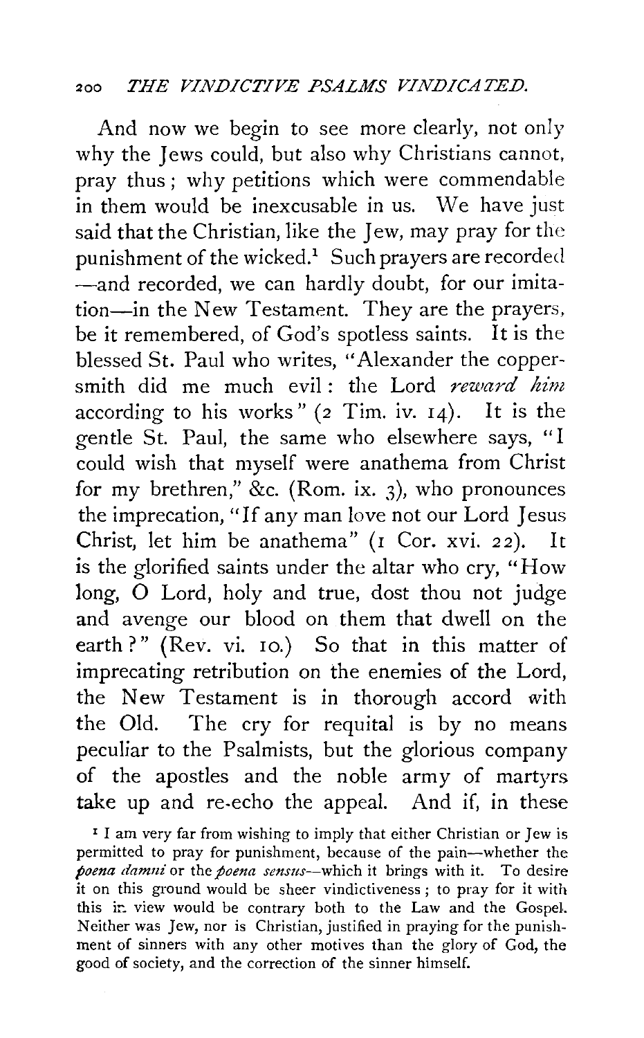And now we begin to see more clearly, not only why the Jews could, but also why Christians cannot, pray thus; why petitions which were commendable in them would be inexcusable in us. We have just said that the Christian, like the Jew, may pray for the punishment of the wicked.[1] Such prayers are recorded —and recorded, we can hardly doubt, for our imitation—in the New Testament. They are the prayers, be it remembered, of God's spotless saints. It is the blessed St. Paul who writes, "Alexander the coppersmith did me much evil: the Lord *reward him* according to his works" (2 Tim. iv. 14). It is the gentle St. Paul, the same who elsewhere says, "I could wish that myself were anathema from Christ for my brethren," &c. (Rom. ix. 3), who pronounces the imprecation, "If any man love not our Lord Jesus Christ, let him be anathema" (1 Cor. xvi. 22). It is the glorified saints under the altar who cry, "How long, O Lord, holy and true, dost thou not judge and avenge our blood on them that dwell on the earth?" (Rev. vi. 10.) So that in this matter of imprecating retribution on the enemies of the Lord, the New Testament is in thorough accord with the Old. The cry for requital is by no means peculiar to the Psalmists, but the glorious company of the apostles and the noble army of martyrs take up and re-echo the appeal. And if, in these

[1] I am very far from wishing to imply that either Christian or Jew is permitted to pray for punishment, because of the pain—whether the *poena damni* or the *poena sensus*—which it brings with it. To desire it on this ground would be sheer vindictiveness; to pray for it with this in view would be contrary both to the Law and the Gospel. Neither was Jew, nor is Christian, justified in praying for the punishment of sinners with any other motives than the glory of God, the good of society, and the correction of the sinner himself.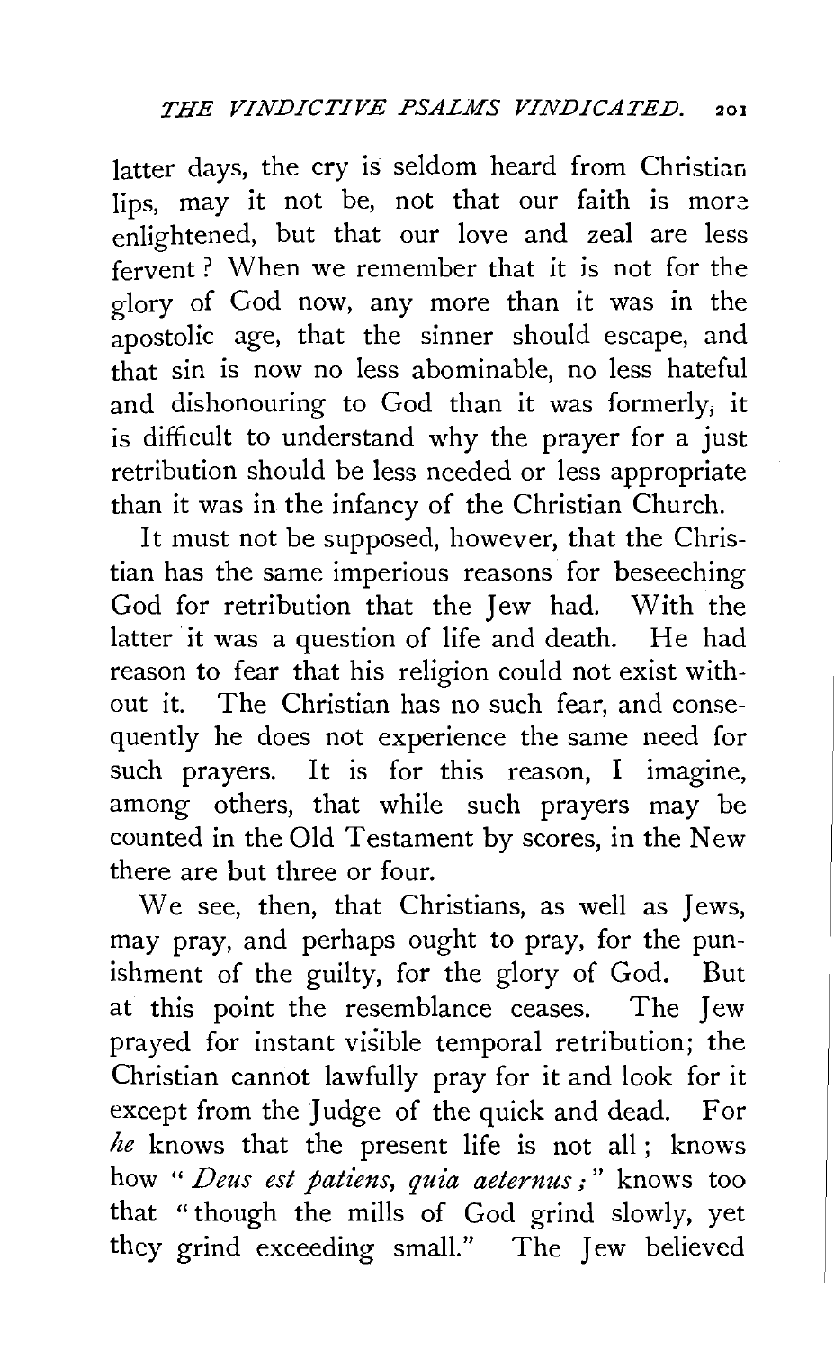latter days, the cry is seldom heard from Christian lips, may it not be, not that our faith is more enlightened, but that our love and zeal are less fervent? When we remember that it is not for the glory of God now, any more than it was in the apostolic age, that the sinner should escape, and that sin is now no less abominable, no less hateful and dishonouring to God than it was formerly, it is difficult to understand why the prayer for a just retribution should be less needed or less appropriate than it was in the infancy of the Christian Church.

It must not be supposed, however, that the Christian has the same imperious reasons for beseeching God for retribution that the Jew had. With the latter it was a question of life and death. He had reason to fear that his religion could not exist without it. The Christian has no such fear, and consequently he does not experience the same need for such prayers. It is for this reason, I imagine, among others, that while such prayers may be counted in the Old Testament by scores, in the New there are but three or four.

We see, then, that Christians, as well as Jews, may pray, and perhaps ought to pray, for the punishment of the guilty, for the glory of God. But at this point the resemblance ceases. The Jew prayed for instant visible temporal retribution; the Christian cannot lawfully pray for it and look for it except from the Judge of the quick and dead. For *he* knows that the present life is not all; knows how "*Deus est patiens, quia aeternus;*" knows too that "though the mills of God grind slowly, yet they grind exceeding small." The Jew believed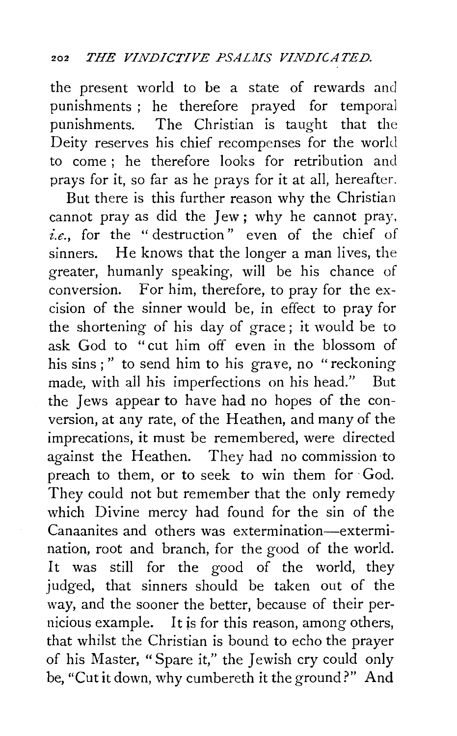the present world to be a state of rewards and punishments; he therefore prayed for temporal punishments. The Christian is taught that the Deity reserves his chief recompenses for the world to come; he therefore looks for retribution and prays for it, so far as he prays for it at all, hereafter.

But there is this further reason why the Christian cannot pray as did the Jew; why he cannot pray, *i.e.*, for the "destruction" even of the chief of sinners. He knows that the longer a man lives, the greater, humanly speaking, will be his chance of conversion. For him, therefore, to pray for the excision of the sinner would be, in effect to pray for the shortening of his day of grace; it would be to ask God to "cut him off even in the blossom of his sins;" to send him to his grave, no "reckoning made, with all his imperfections on his head." But the Jews appear to have had no hopes of the conversion, at any rate, of the Heathen, and many of the imprecations, it must be remembered, were directed against the Heathen. They had no commission to preach to them, or to seek to win them for God. They could not but remember that the only remedy which Divine mercy had found for the sin of the Canaanites and others was extermination—extermination, root and branch, for the good of the world. It was still for the good of the world, they judged, that sinners should be taken out of the way, and the sooner the better, because of their pernicious example. It is for this reason, among others, that whilst the Christian is bound to echo the prayer of his Master, "Spare it," the Jewish cry could only be, "Cut it down, why cumbereth it the ground?" And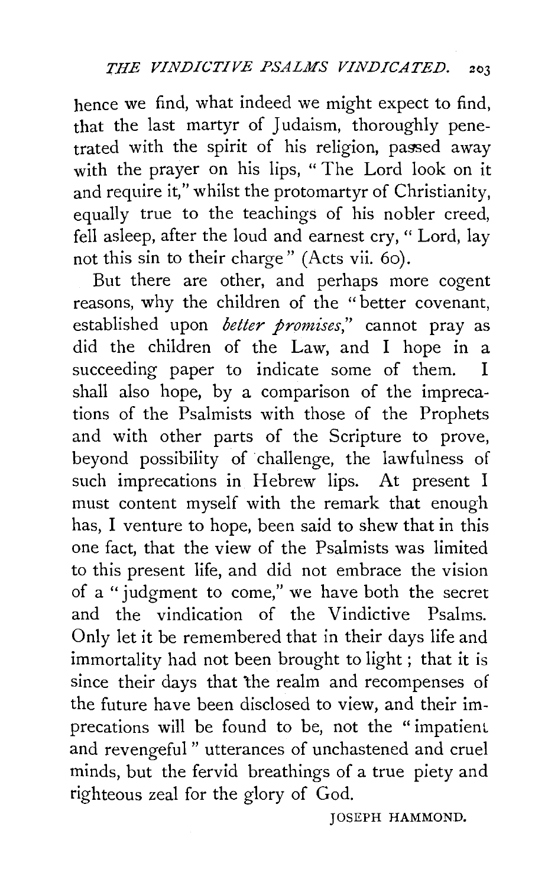hence we find, what indeed we might expect to find, that the last martyr of Judaism, thoroughly penetrated with the spirit of his religion, passed away with the prayer on his lips, " The Lord look on it and require it," whilst the protomartyr of Christianity, equally true to the teachings of his nobler creed, fell asleep, after the loud and earnest cry, " Lord, lay not this sin to their charge" (Acts vii. 60).

But there are other, and perhaps more cogent reasons, why the children of the "better covenant, established upon *better promises*," cannot pray as did the children of the Law, and I hope in a succeeding paper to indicate some of them. I shall also hope, by a comparison of the imprecations of the Psalmists with those of the Prophets and with other parts of the Scripture to prove, beyond possibility of challenge, the lawfulness of such imprecations in Hebrew lips. At present I must content myself with the remark that enough has, I venture to hope, been said to shew that in this one fact, that the view of the Psalmists was limited to this present life, and did not embrace the vision of a "judgment to come," we have both the secret and the vindication of the Vindictive Psalms. Only let it be remembered that in their days life and immortality had not been brought to light; that it is since their days that the realm and recompenses of the future have been disclosed to view, and their imprecations will be found to be, not the "impatient and revengeful" utterances of unchastened and cruel minds, but the fervid breathings of a true piety and righteous zeal for the glory of God.

JOSEPH HAMMOND.